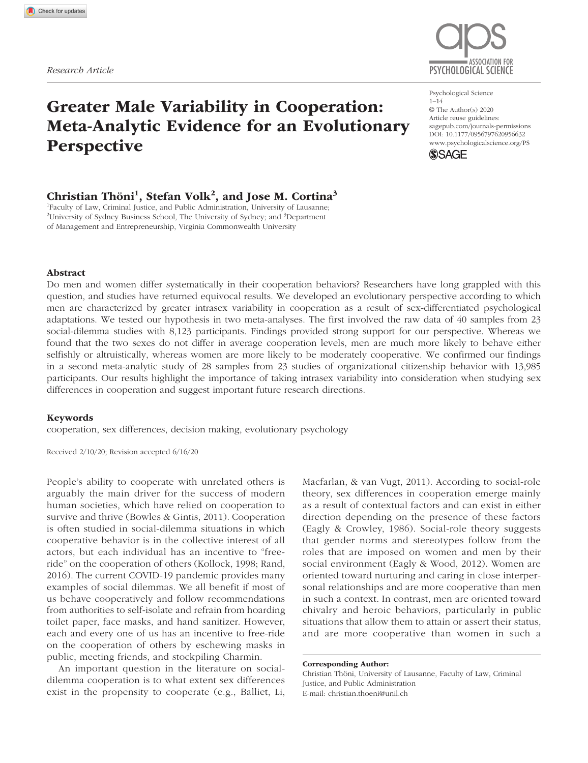*Research Article*

# Greater Male Variability in Cooperation: Meta-Analytic Evidence for an Evolutionary Perspective

Psychological Science
© The Author(s) 2020
Article reuse guidelines: sagepub.com/journals-permissions
DOI: 10.1177/0956797620956632
www.psychologicalscience.org/PS

**Christian Thöni[1], Stefan Volk[2], and Jose M. Cortina[3]**

[1]Faculty of Law, Criminal Justice, and Public Administration, University of Lausanne; [2]University of Sydney Business School, The University of Sydney; and [3]Department of Management and Entrepreneurship, Virginia Commonwealth University

## Abstract

Do men and women differ systematically in their cooperation behaviors? Researchers have long grappled with this question, and studies have returned equivocal results. We developed an evolutionary perspective according to which men are characterized by greater intrasex variability in cooperation as a result of sex-differentiated psychological adaptations. We tested our hypothesis in two meta-analyses. The first involved the raw data of 40 samples from 23 social-dilemma studies with 8,123 participants. Findings provided strong support for our perspective. Whereas we found that the two sexes do not differ in average cooperation levels, men are much more likely to behave either selfishly or altruistically, whereas women are more likely to be moderately cooperative. We confirmed our findings in a second meta-analytic study of 28 samples from 23 studies of organizational citizenship behavior with 13,985 participants. Our results highlight the importance of taking intrasex variability into consideration when studying sex differences in cooperation and suggest important future research directions.

### Keywords

cooperation, sex differences, decision making, evolutionary psychology

Received 2/10/20; Revision accepted 6/16/20

People's ability to cooperate with unrelated others is arguably the main driver for the success of modern human societies, which have relied on cooperation to survive and thrive (Bowles & Gintis, 2011). Cooperation is often studied in social-dilemma situations in which cooperative behavior is in the collective interest of all actors, but each individual has an incentive to "free-ride" on the cooperation of others (Kollock, 1998; Rand, 2016). The current COVID-19 pandemic provides many examples of social dilemmas. We all benefit if most of us behave cooperatively and follow recommendations from authorities to self-isolate and refrain from hoarding toilet paper, face masks, and hand sanitizer. However, each and every one of us has an incentive to free-ride on the cooperation of others by eschewing masks in public, meeting friends, and stockpiling Charmin.

An important question in the literature on social-dilemma cooperation is to what extent sex differences exist in the propensity to cooperate (e.g., Balliet, Li, Macfarlan, & van Vugt, 2011). According to social-role theory, sex differences in cooperation emerge mainly as a result of contextual factors and can exist in either direction depending on the presence of these factors (Eagly & Crowley, 1986). Social-role theory suggests that gender norms and stereotypes follow from the roles that are imposed on women and men by their social environment (Eagly & Wood, 2012). Women are oriented toward nurturing and caring in close interpersonal relationships and are more cooperative than men in such a context. In contrast, men are oriented toward chivalry and heroic behaviors, particularly in public situations that allow them to attain or assert their status, and are more cooperative than women in such a

**Corresponding Author:**
Christian Thöni, University of Lausanne, Faculty of Law, Criminal Justice, and Public Administration
E-mail: christian.thoeni@unil.ch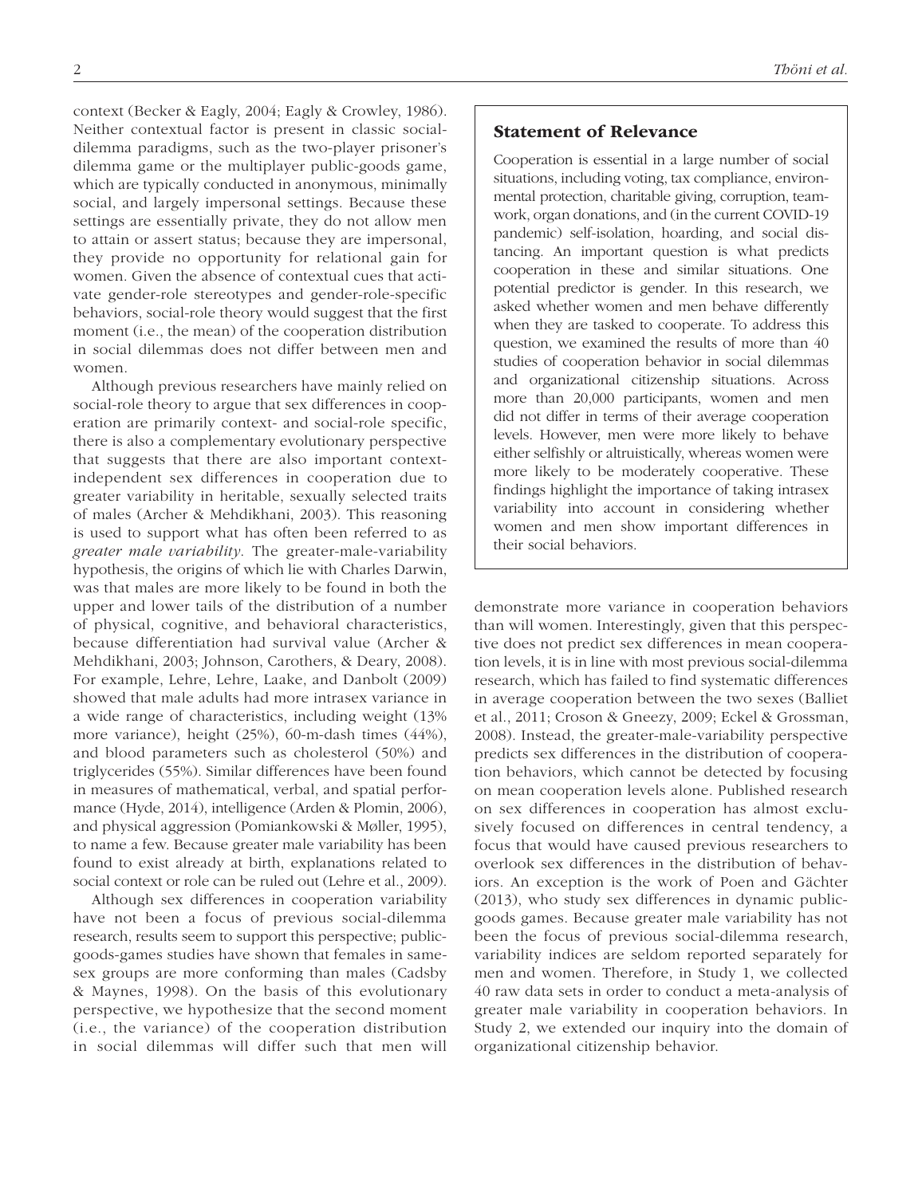context (Becker & Eagly, 2004; Eagly & Crowley, 1986). Neither contextual factor is present in classic social-dilemma paradigms, such as the two-player prisoner's dilemma game or the multiplayer public-goods game, which are typically conducted in anonymous, minimally social, and largely impersonal settings. Because these settings are essentially private, they do not allow men to attain or assert status; because they are impersonal, they provide no opportunity for relational gain for women. Given the absence of contextual cues that activate gender-role stereotypes and gender-role-specific behaviors, social-role theory would suggest that the first moment (i.e., the mean) of the cooperation distribution in social dilemmas does not differ between men and women.

Although previous researchers have mainly relied on social-role theory to argue that sex differences in cooperation are primarily context- and social-role specific, there is also a complementary evolutionary perspective that suggests that there are also important context-independent sex differences in cooperation due to greater variability in heritable, sexually selected traits of males (Archer & Mehdikhani, 2003). This reasoning is used to support what has often been referred to as *greater male variability*. The greater-male-variability hypothesis, the origins of which lie with Charles Darwin, was that males are more likely to be found in both the upper and lower tails of the distribution of a number of physical, cognitive, and behavioral characteristics, because differentiation had survival value (Archer & Mehdikhani, 2003; Johnson, Carothers, & Deary, 2008). For example, Lehre, Lehre, Laake, and Danbolt (2009) showed that male adults had more intrasex variance in a wide range of characteristics, including weight (13% more variance), height (25%), 60-m-dash times (44%), and blood parameters such as cholesterol (50%) and triglycerides (55%). Similar differences have been found in measures of mathematical, verbal, and spatial performance (Hyde, 2014), intelligence (Arden & Plomin, 2006), and physical aggression (Pomiankowski & Møller, 1995), to name a few. Because greater male variability has been found to exist already at birth, explanations related to social context or role can be ruled out (Lehre et al., 2009).

Although sex differences in cooperation variability have not been a focus of previous social-dilemma research, results seem to support this perspective; public-goods-games studies have shown that females in same-sex groups are more conforming than males (Cadsby & Maynes, 1998). On the basis of this evolutionary perspective, we hypothesize that the second moment (i.e., the variance) of the cooperation distribution in social dilemmas will differ such that men will demonstrate more variance in cooperation behaviors than will women. Interestingly, given that this perspective does not predict sex differences in mean cooperation levels, it is in line with most previous social-dilemma research, which has failed to find systematic differences in average cooperation between the two sexes (Balliet et al., 2011; Croson & Gneezy, 2009; Eckel & Grossman, 2008). Instead, the greater-male-variability perspective predicts sex differences in the distribution of cooperation behaviors, which cannot be detected by focusing on mean cooperation levels alone. Published research on sex differences in cooperation has almost exclusively focused on differences in central tendency, a focus that would have caused previous researchers to overlook sex differences in the distribution of behaviors. An exception is the work of Poen and Gächter (2013), who study sex differences in dynamic public-goods games. Because greater male variability has not been the focus of previous social-dilemma research, variability indices are seldom reported separately for men and women. Therefore, in Study 1, we collected 40 raw data sets in order to conduct a meta-analysis of greater male variability in cooperation behaviors. In Study 2, we extended our inquiry into the domain of organizational citizenship behavior.

### Statement of Relevance

Cooperation is essential in a large number of social situations, including voting, tax compliance, environmental protection, charitable giving, corruption, teamwork, organ donations, and (in the current COVID-19 pandemic) self-isolation, hoarding, and social distancing. An important question is what predicts cooperation in these and similar situations. One potential predictor is gender. In this research, we asked whether women and men behave differently when they are tasked to cooperate. To address this question, we examined the results of more than 40 studies of cooperation behavior in social dilemmas and organizational citizenship situations. Across more than 20,000 participants, women and men did not differ in terms of their average cooperation levels. However, men were more likely to behave either selfishly or altruistically, whereas women were more likely to be moderately cooperative. These findings highlight the importance of taking intrasex variability into account in considering whether women and men show important differences in their social behaviors.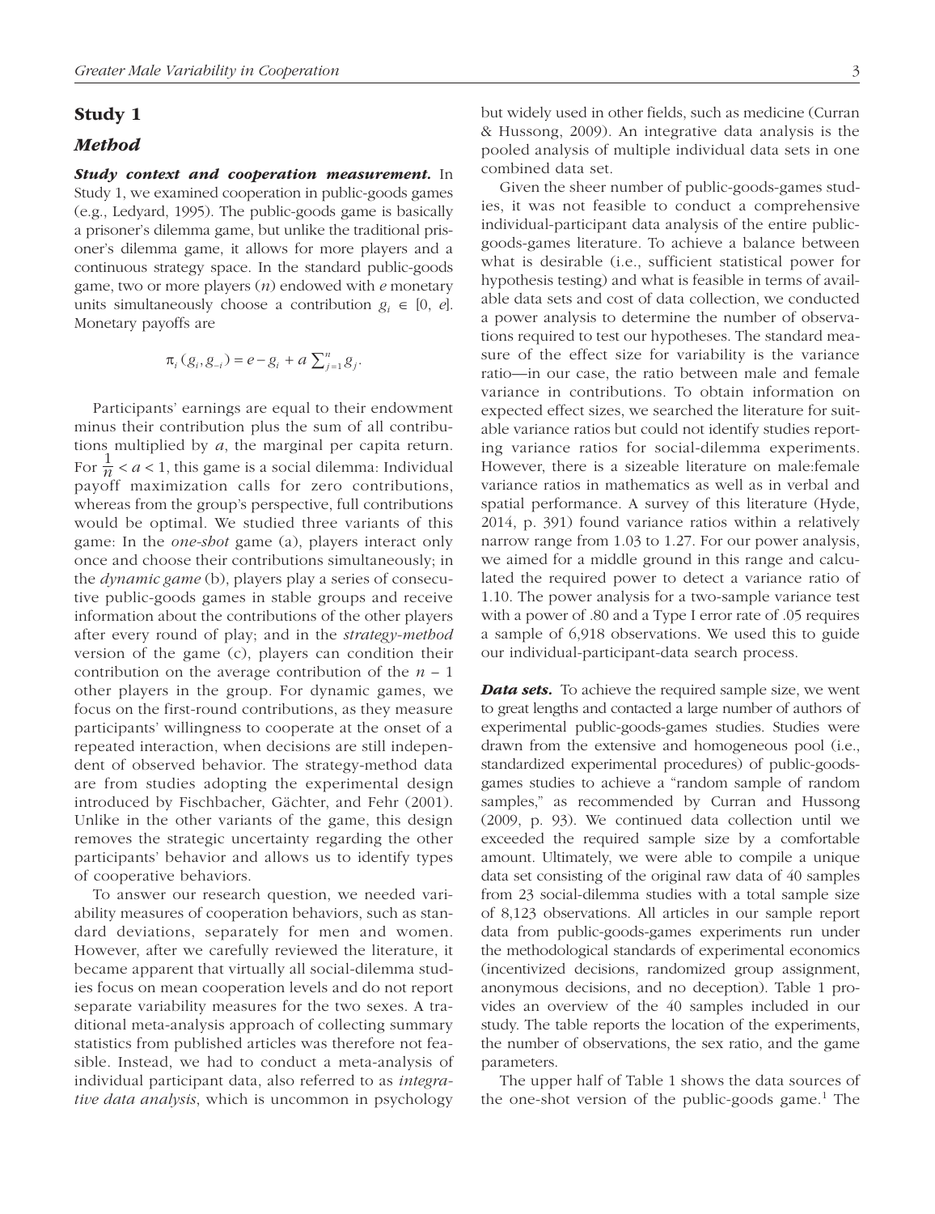## Study 1

### Method

***Study context and cooperation measurement.*** In Study 1, we examined cooperation in public-goods games (e.g., Ledyard, 1995). The public-goods game is basically a prisoner's dilemma game, but unlike the traditional prisoner's dilemma game, it allows for more players and a continuous strategy space. In the standard public-goods game, two or more players ($n$) endowed with $e$ monetary units simultaneously choose a contribution $g_i \in [0, e]$. Monetary payoffs are

$$\pi_i(g_i, g_{-i}) = e - g_i + a\sum_{j=1}^{n} g_j.$$

Participants' earnings are equal to their endowment minus their contribution plus the sum of all contributions multiplied by $a$, the marginal per capita return. For $\frac{1}{n} < a < 1$, this game is a social dilemma: Individual payoff maximization calls for zero contributions, whereas from the group's perspective, full contributions would be optimal. We studied three variants of this game: In the *one-shot* game (a), players interact only once and choose their contributions simultaneously; in the *dynamic game* (b), players play a series of consecutive public-goods games in stable groups and receive information about the contributions of the other players after every round of play; and in the *strategy-method* version of the game (c), players can condition their contribution on the average contribution of the $n - 1$ other players in the group. For dynamic games, we focus on the first-round contributions, as they measure participants' willingness to cooperate at the onset of a repeated interaction, when decisions are still independent of observed behavior. The strategy-method data are from studies adopting the experimental design introduced by Fischbacher, Gächter, and Fehr (2001). Unlike in the other variants of the game, this design removes the strategic uncertainty regarding the other participants' behavior and allows us to identify types of cooperative behaviors.

To answer our research question, we needed variability measures of cooperation behaviors, such as standard deviations, separately for men and women. However, after we carefully reviewed the literature, it became apparent that virtually all social-dilemma studies focus on mean cooperation levels and do not report separate variability measures for the two sexes. A traditional meta-analysis approach of collecting summary statistics from published articles was therefore not feasible. Instead, we had to conduct a meta-analysis of individual participant data, also referred to as *integrative data analysis*, which is uncommon in psychology but widely used in other fields, such as medicine (Curran & Hussong, 2009). An integrative data analysis is the pooled analysis of multiple individual data sets in one combined data set.

Given the sheer number of public-goods-games studies, it was not feasible to conduct a comprehensive individual-participant data analysis of the entire public-goods-games literature. To achieve a balance between what is desirable (i.e., sufficient statistical power for hypothesis testing) and what is feasible in terms of available data sets and cost of data collection, we conducted a power analysis to determine the number of observations required to test our hypotheses. The standard measure of the effect size for variability is the variance ratio—in our case, the ratio between male and female variance in contributions. To obtain information on expected effect sizes, we searched the literature for suitable variance ratios but could not identify studies reporting variance ratios for social-dilemma experiments. However, there is a sizeable literature on male:female variance ratios in mathematics as well as in verbal and spatial performance. A survey of this literature (Hyde, 2014, p. 391) found variance ratios within a relatively narrow range from 1.03 to 1.27. For our power analysis, we aimed for a middle ground in this range and calculated the required power to detect a variance ratio of 1.10. The power analysis for a two-sample variance test with a power of .80 and a Type I error rate of .05 requires a sample of 6,918 observations. We used this to guide our individual-participant-data search process.

***Data sets.*** To achieve the required sample size, we went to great lengths and contacted a large number of authors of experimental public-goods-games studies. Studies were drawn from the extensive and homogeneous pool (i.e., standardized experimental procedures) of public-goods-games studies to achieve a "random sample of random samples," as recommended by Curran and Hussong (2009, p. 93). We continued data collection until we exceeded the required sample size by a comfortable amount. Ultimately, we were able to compile a unique data set consisting of the original raw data of 40 samples from 23 social-dilemma studies with a total sample size of 8,123 observations. All articles in our sample report data from public-goods-games experiments run under the methodological standards of experimental economics (incentivized decisions, randomized group assignment, anonymous decisions, and no deception). Table 1 provides an overview of the 40 samples included in our study. The table reports the location of the experiments, the number of observations, the sex ratio, and the game parameters.

The upper half of Table 1 shows the data sources of the one-shot version of the public-goods game.[1] The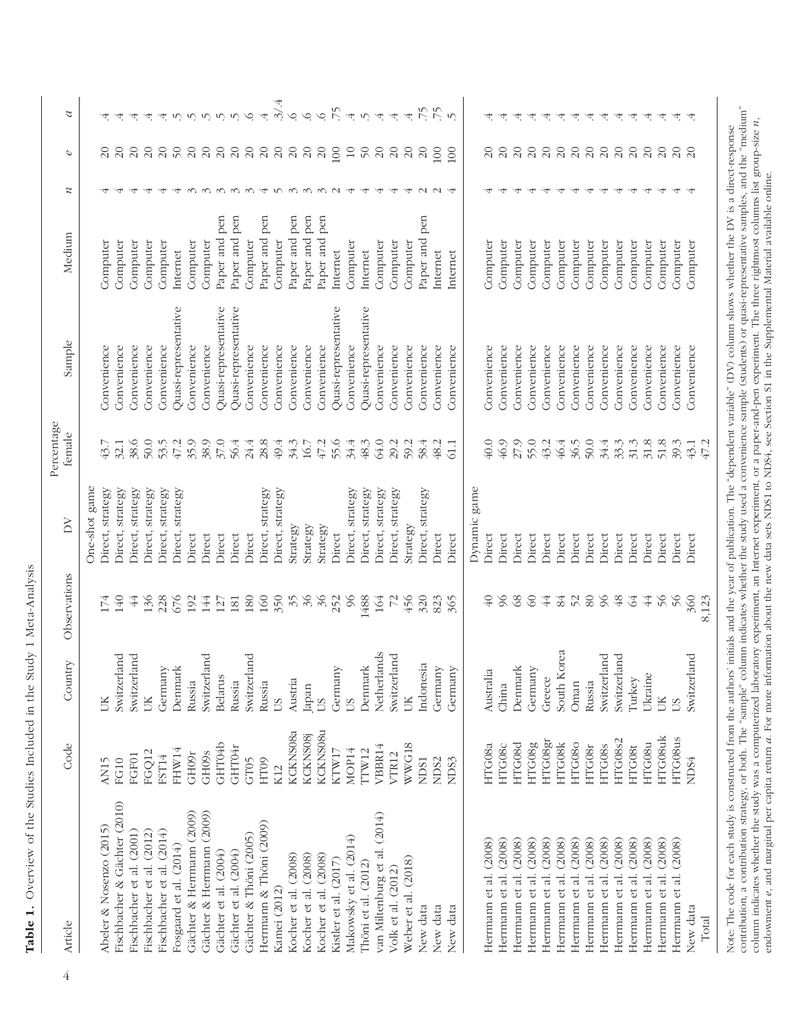**Table 1.** Overview of the Studies Included in the Study 1 Meta-Analysis

| Article | Code | Country | Observations | DV | Percentage female | Sample | Medium | $n$ | $e$ | $a$ |
|---|---|---|---|---|---|---|---|---|---|---|
| | | | | One-shot game | | | | | | |
| Abeler & Nosenzo (2015) | AN15 | UK | 174 | Direct, strategy | 43.7 | Convenience | Computer | 4 | 20 | .4 |
| Fischbacher & Gächter (2010) | FG10 | Switzerland | 140 | Direct, strategy | 32.1 | Convenience | Computer | 4 | 20 | .4 |
| Fischbacher et al. (2001) | FGF01 | Switzerland | 44 | Direct, strategy | 38.6 | Convenience | Computer | 4 | 20 | .4 |
| Fischbacher et al. (2012) | FGQ12 | UK | 136 | Direct, strategy | 50.0 | Convenience | Computer | 4 | 20 | .4 |
| Fischbacher et al. (2014) | FST14 | Germany | 228 | Direct, strategy | 53.5 | Convenience | Computer | 4 | 20 | .4 |
| Fosgaard et al. (2014) | FHW14 | Denmark | 676 | Direct, strategy | 47.2 | Quasi-representative | Internet | 4 | 50 | .5 |
| Gächter & Herrmann (2009) | GH09r | Russia | 192 | Direct | 35.9 | Convenience | Computer | 3 | 20 | .5 |
| Gächter & Herrmann (2009) | GH09s | Switzerland | 144 | Direct | 38.9 | Convenience | Computer | 3 | 20 | .5 |
| Gächter et al. (2004) | GHT04b | Belarus | 127 | Direct | 37.0 | Quasi-representative | Paper and pen | 3 | 20 | .5 |
| Gächter et al. (2004) | GHT04r | Russia | 181 | Direct | 56.4 | Quasi-representative | Paper and pen | 3 | 20 | .5 |
| Gächter & Thöni (2005) | GT05 | Switzerland | 180 | Direct | 24.4 | Convenience | Computer | 3 | 20 | .6 |
| Herrmann & Thöni (2009) | HT09 | Russia | 160 | Direct, strategy | 28.8 | Convenience | Paper and pen | 4 | 20 | .4 |
| Kamei (2012) | K12 | US | 350 | Direct, strategy | 49.4 | Convenience | Computer | 5 | 20 | .3/.4 |
| Kocher et al. (2008) | KCKNS08a | Austria | 35 | Strategy | 34.3 | Convenience | Paper and pen | 3 | 20 | .6 |
| Kocher et al. (2008) | KCKNS08j | Japan | 36 | Strategy | 16.7 | Convenience | Paper and pen | 3 | 20 | .6 |
| Kocher et al. (2008) | KCKNS08u | US | 36 | Strategy | 47.2 | Convenience | Paper and pen | 3 | 20 | .6 |
| Kistler et al. (2017) | KTW17 | Germany | 252 | Direct | 55.6 | Quasi-representative | Internet | 2 | 100 | .75 |
| Makowsky et al. (2014) | MOP14 | US | 96 | Direct, strategy | 34.4 | Convenience | Computer | 4 | 10 | .4 |
| Thöni et al. (2012) | TTW12 | Denmark | 1488 | Direct, strategy | 48.3 | Quasi-representative | Internet | 4 | 50 | .5 |
| van Miltenburg et al. (2014) | VBBR14 | Netherlands | 164 | Direct, strategy | 64.0 | Convenience | Computer | 4 | 20 | .4 |
| Volk et al. (2012) | VTR12 | Switzerland | 72 | Direct, strategy | 29.2 | Convenience | Computer | 4 | 20 | .4 |
| Weber et al. (2018) | WWG18 | UK | 456 | Strategy | 59.2 | Convenience | Computer | 4 | 20 | .4 |
| New data | NDS1 | Indonesia | 320 | Direct, strategy | 58.4 | Convenience | Paper and pen | 2 | 20 | .75 |
| New data | NDS2 | Germany | 823 | Direct | 48.2 | Convenience | Internet | 2 | 100 | .75 |
| New data | NDS3 | Germany | 365 | Direct | 61.1 | Convenience | Internet | 4 | 100 | .5 |
| | | | | Dynamic game | | | | | | |
| Herrmann et al. (2008) | HTG08a | Australia | 40 | Direct | 40.0 | Convenience | Computer | 4 | 20 | .4 |
| Herrmann et al. (2008) | HTG08c | China | 96 | Direct | 46.9 | Convenience | Computer | 4 | 20 | .4 |
| Herrmann et al. (2008) | HTG08d | Denmark | 68 | Direct | 27.9 | Convenience | Computer | 4 | 20 | .4 |
| Herrmann et al. (2008) | HTG08g | Germany | 60 | Direct | 55.0 | Convenience | Computer | 4 | 20 | .4 |
| Herrmann et al. (2008) | HTG08gr | Greece | 44 | Direct | 43.2 | Convenience | Computer | 4 | 20 | .4 |
| Herrmann et al. (2008) | HTG08k | South Korea | 84 | Direct | 46.4 | Convenience | Computer | 4 | 20 | .4 |
| Herrmann et al. (2008) | HTG08o | Oman | 52 | Direct | 36.5 | Convenience | Computer | 4 | 20 | .4 |
| Herrmann et al. (2008) | HTG08r | Russia | 80 | Direct | 50.0 | Convenience | Computer | 4 | 20 | .4 |
| Herrmann et al. (2008) | HTG08s | Switzerland | 96 | Direct | 34.4 | Convenience | Computer | 4 | 20 | .4 |
| Herrmann et al. (2008) | HTG08s2 | Switzerland | 48 | Direct | 33.3 | Convenience | Computer | 4 | 20 | .4 |
| Herrmann et al. (2008) | HTG08t | Turkey | 64 | Direct | 31.3 | Convenience | Computer | 4 | 20 | .4 |
| Herrmann et al. (2008) | HTG08u | Ukraine | 44 | Direct | 31.8 | Convenience | Computer | 4 | 20 | .4 |
| Herrmann et al. (2008) | HTG08uk | UK | 56 | Direct | 51.8 | Convenience | Computer | 4 | 20 | .4 |
| Herrmann et al. (2008) | HTG08us | US | 56 | Direct | 39.3 | Convenience | Computer | 4 | 20 | .4 |
| New data | NDS4 | Switzerland | 360 | Direct | 43.1 | Convenience | Computer | 4 | 20 | .4 |
| Total | | | 8,123 | | 47.2 | | | | | |

Note: The code for each study is constructed from the authors' initials and the year of publication. The "dependent variable" (DV) column shows whether the DV is a direct-response contribution, a contribution strategy, or both. The "sample" column indicates whether the study used a convenience sample (students) or quasi-representative samples, and the "medium" column indicates whether the study was a computerized laboratory experiment, an Internet experiment, or a paper-and-pen experiment. The three rightmost columns list group-size $n$, endowment $e$, and marginal per capita return $a$. For more information about the new data sets NDS1 to NDS4, see Section S1 in the Supplemental Material available online.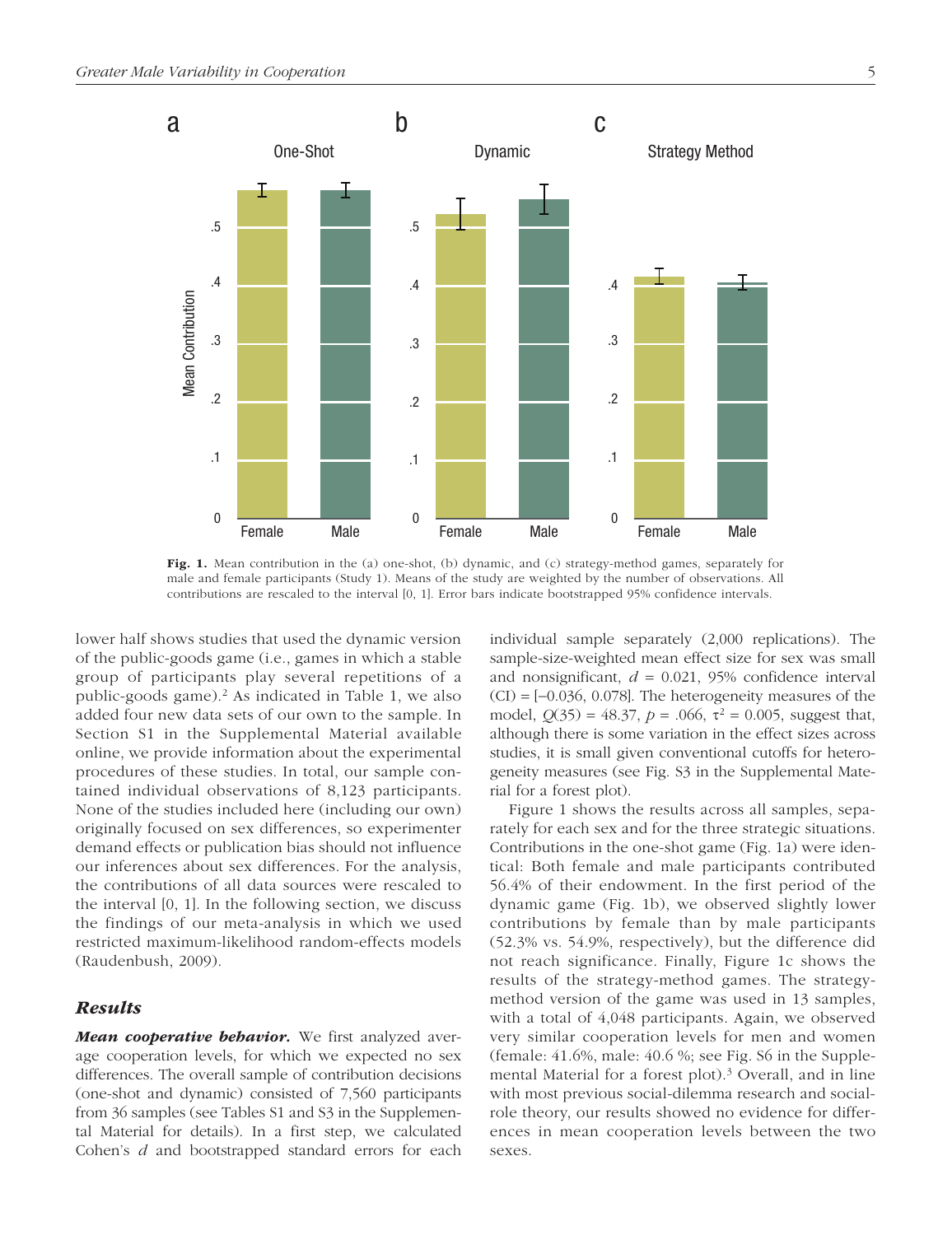Fig. 1. Mean contribution in the (a) one-shot, (b) dynamic, and (c) strategy-method games, separately for male and female participants (Study 1). Means of the study are weighted by the number of observations. All contributions are rescaled to the interval [0, 1]. Error bars indicate bootstrapped 95% confidence intervals.

lower half shows studies that used the dynamic version of the public-goods game (i.e., games in which a stable group of participants play several repetitions of a public-goods game).[2] As indicated in Table 1, we also added four new data sets of our own to the sample. In Section S1 in the Supplemental Material available online, we provide information about the experimental procedures of these studies. In total, our sample contained individual observations of 8,123 participants. None of the studies included here (including our own) originally focused on sex differences, so experimenter demand effects or publication bias should not influence our inferences about sex differences. For the analysis, the contributions of all data sources were rescaled to the interval [0, 1]. In the following section, we discuss the findings of our meta-analysis in which we used restricted maximum-likelihood random-effects models (Raudenbush, 2009).

## Results

***Mean cooperative behavior.*** We first analyzed average cooperation levels, for which we expected no sex differences. The overall sample of contribution decisions (one-shot and dynamic) consisted of 7,560 participants from 36 samples (see Tables S1 and S3 in the Supplemental Material for details). In a first step, we calculated Cohen's $d$ and bootstrapped standard errors for each individual sample separately (2,000 replications). The sample-size-weighted mean effect size for sex was small and nonsignificant, $d = 0.021$, 95% confidence interval (CI) = [−0.036, 0.078]. The heterogeneity measures of the model, $Q(35) = 48.37$, $p = .066$, $\tau^2 = 0.005$, suggest that, although there is some variation in the effect sizes across studies, it is small given conventional cutoffs for heterogeneity measures (see Fig. S3 in the Supplemental Material for a forest plot).

Figure 1 shows the results across all samples, separately for each sex and for the three strategic situations. Contributions in the one-shot game (Fig. 1a) were identical: Both female and male participants contributed 56.4% of their endowment. In the first period of the dynamic game (Fig. 1b), we observed slightly lower contributions by female than by male participants (52.3% vs. 54.9%, respectively), but the difference did not reach significance. Finally, Figure 1c shows the results of the strategy-method games. The strategy-method version of the game was used in 13 samples, with a total of 4,048 participants. Again, we observed very similar cooperation levels for men and women (female: 41.6%, male: 40.6 %; see Fig. S6 in the Supplemental Material for a forest plot).[3] Overall, and in line with most previous social-dilemma research and social-role theory, our results showed no evidence for differences in mean cooperation levels between the two sexes.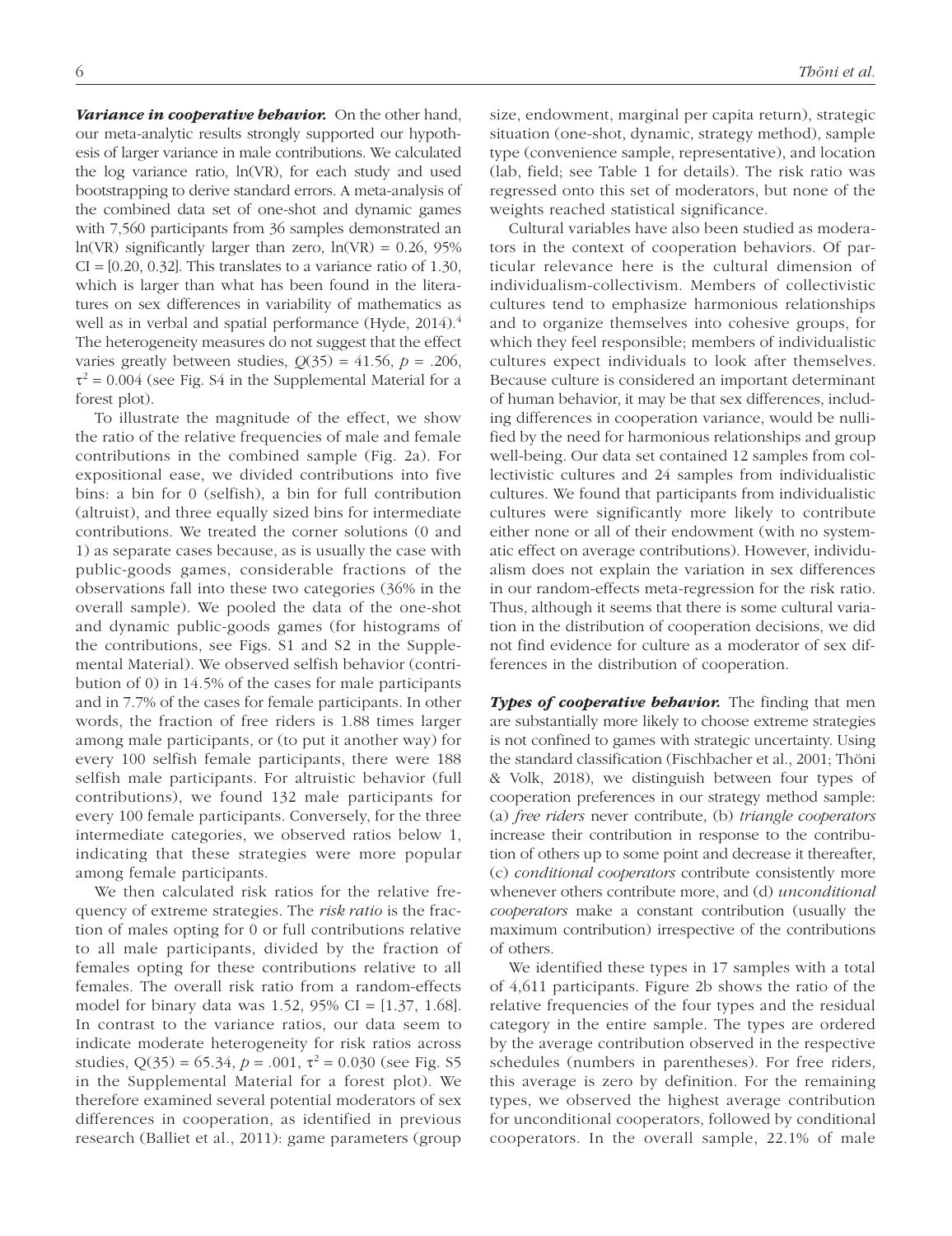***Variance in cooperative behavior.*** On the other hand, our meta-analytic results strongly supported our hypothesis of larger variance in male contributions. We calculated the log variance ratio, ln(VR), for each study and used bootstrapping to derive standard errors. A meta-analysis of the combined data set of one-shot and dynamic games with 7,560 participants from 36 samples demonstrated an ln(VR) significantly larger than zero, ln(VR) = 0.26, 95% CI = [0.20, 0.32]. This translates to a variance ratio of 1.30, which is larger than what has been found in the literatures on sex differences in variability of mathematics as well as in verbal and spatial performance (Hyde, 2014).[4] The heterogeneity measures do not suggest that the effect varies greatly between studies, $Q(35) = 41.56$, $p = .206$, $\tau^2 = 0.004$ (see Fig. S4 in the Supplemental Material for a forest plot).

To illustrate the magnitude of the effect, we show the ratio of the relative frequencies of male and female contributions in the combined sample (Fig. 2a). For expositional ease, we divided contributions into five bins: a bin for 0 (selfish), a bin for full contribution (altruist), and three equally sized bins for intermediate contributions. We treated the corner solutions (0 and 1) as separate cases because, as is usually the case with public-goods games, considerable fractions of the observations fall into these two categories (36% in the overall sample). We pooled the data of the one-shot and dynamic public-goods games (for histograms of the contributions, see Figs. S1 and S2 in the Supplemental Material). We observed selfish behavior (contribution of 0) in 14.5% of the cases for male participants and in 7.7% of the cases for female participants. In other words, the fraction of free riders is 1.88 times larger among male participants, or (to put it another way) for every 100 selfish female participants, there were 188 selfish male participants. For altruistic behavior (full contributions), we found 132 male participants for every 100 female participants. Conversely, for the three intermediate categories, we observed ratios below 1, indicating that these strategies were more popular among female participants.

We then calculated risk ratios for the relative frequency of extreme strategies. The *risk ratio* is the fraction of males opting for 0 or full contributions relative to all male participants, divided by the fraction of females opting for these contributions relative to all females. The overall risk ratio from a random-effects model for binary data was 1.52, 95% CI = [1.37, 1.68]. In contrast to the variance ratios, our data seem to indicate moderate heterogeneity for risk ratios across studies, $Q(35) = 65.34$, $p = .001$, $\tau^2 = 0.030$ (see Fig. S5 in the Supplemental Material for a forest plot). We therefore examined several potential moderators of sex differences in cooperation, as identified in previous research (Balliet et al., 2011): game parameters (group size, endowment, marginal per capita return), strategic situation (one-shot, dynamic, strategy method), sample type (convenience sample, representative), and location (lab, field; see Table 1 for details). The risk ratio was regressed onto this set of moderators, but none of the weights reached statistical significance.

Cultural variables have also been studied as moderators in the context of cooperation behaviors. Of particular relevance here is the cultural dimension of individualism-collectivism. Members of collectivistic cultures tend to emphasize harmonious relationships and to organize themselves into cohesive groups, for which they feel responsible; members of individualistic cultures expect individuals to look after themselves. Because culture is considered an important determinant of human behavior, it may be that sex differences, including differences in cooperation variance, would be nullified by the need for harmonious relationships and group well-being. Our data set contained 12 samples from collectivistic cultures and 24 samples from individualistic cultures. We found that participants from individualistic cultures were significantly more likely to contribute either none or all of their endowment (with no systematic effect on average contributions). However, individualism does not explain the variation in sex differences in our random-effects meta-regression for the risk ratio. Thus, although it seems that there is some cultural variation in the distribution of cooperation decisions, we did not find evidence for culture as a moderator of sex differences in the distribution of cooperation.

***Types of cooperative behavior.*** The finding that men are substantially more likely to choose extreme strategies is not confined to games with strategic uncertainty. Using the standard classification (Fischbacher et al., 2001; Thöni & Volk, 2018), we distinguish between four types of cooperation preferences in our strategy method sample: (a) *free riders* never contribute, (b) *triangle cooperators* increase their contribution in response to the contribution of others up to some point and decrease it thereafter, (c) *conditional cooperators* contribute consistently more whenever others contribute more, and (d) *unconditional cooperators* make a constant contribution (usually the maximum contribution) irrespective of the contributions of others.

We identified these types in 17 samples with a total of 4,611 participants. Figure 2b shows the ratio of the relative frequencies of the four types and the residual category in the entire sample. The types are ordered by the average contribution observed in the respective schedules (numbers in parentheses). For free riders, this average is zero by definition. For the remaining types, we observed the highest average contribution for unconditional cooperators, followed by conditional cooperators. In the overall sample, 22.1% of male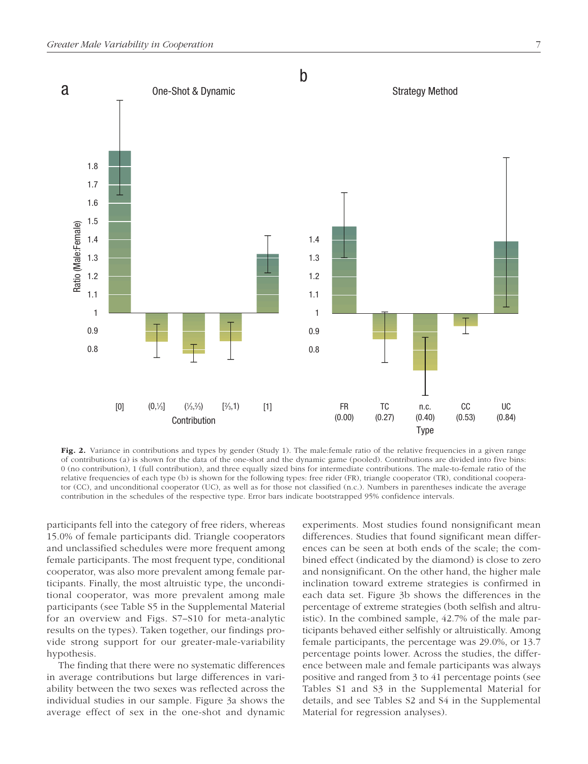**Fig. 2.** Variance in contributions and types by gender (Study 1). The male:female ratio of the relative frequencies in a given range of contributions (a) is shown for the data of the one-shot and the dynamic game (pooled). Contributions are divided into five bins: 0 (no contribution), 1 (full contribution), and three equally sized bins for intermediate contributions. The male-to-female ratio of the relative frequencies of each type (b) is shown for the following types: free rider (FR), triangle cooperator (TR), conditional cooperator (CC), and unconditional cooperator (UC), as well as for those not classified (n.c.). Numbers in parentheses indicate the average contribution in the schedules of the respective type. Error bars indicate bootstrapped 95% confidence intervals.

participants fell into the category of free riders, whereas 15.0% of female participants did. Triangle cooperators and unclassified schedules were more frequent among female participants. The most frequent type, conditional cooperator, was also more prevalent among female participants. Finally, the most altruistic type, the unconditional cooperator, was more prevalent among male participants (see Table S5 in the Supplemental Material for an overview and Figs. S7–S10 for meta-analytic results on the types). Taken together, our findings provide strong support for our greater-male-variability hypothesis.

The finding that there were no systematic differences in average contributions but large differences in variability between the two sexes was reflected across the individual studies in our sample. Figure 3a shows the average effect of sex in the one-shot and dynamic experiments. Most studies found nonsignificant mean differences. Studies that found significant mean differences can be seen at both ends of the scale; the combined effect (indicated by the diamond) is close to zero and nonsignificant. On the other hand, the higher male inclination toward extreme strategies is confirmed in each data set. Figure 3b shows the differences in the percentage of extreme strategies (both selfish and altruistic). In the combined sample, 42.7% of the male participants behaved either selfishly or altruistically. Among female participants, the percentage was 29.0%, or 13.7 percentage points lower. Across the studies, the difference between male and female participants was always positive and ranged from 3 to 41 percentage points (see Tables S1 and S3 in the Supplemental Material for details, and see Tables S2 and S4 in the Supplemental Material for regression analyses).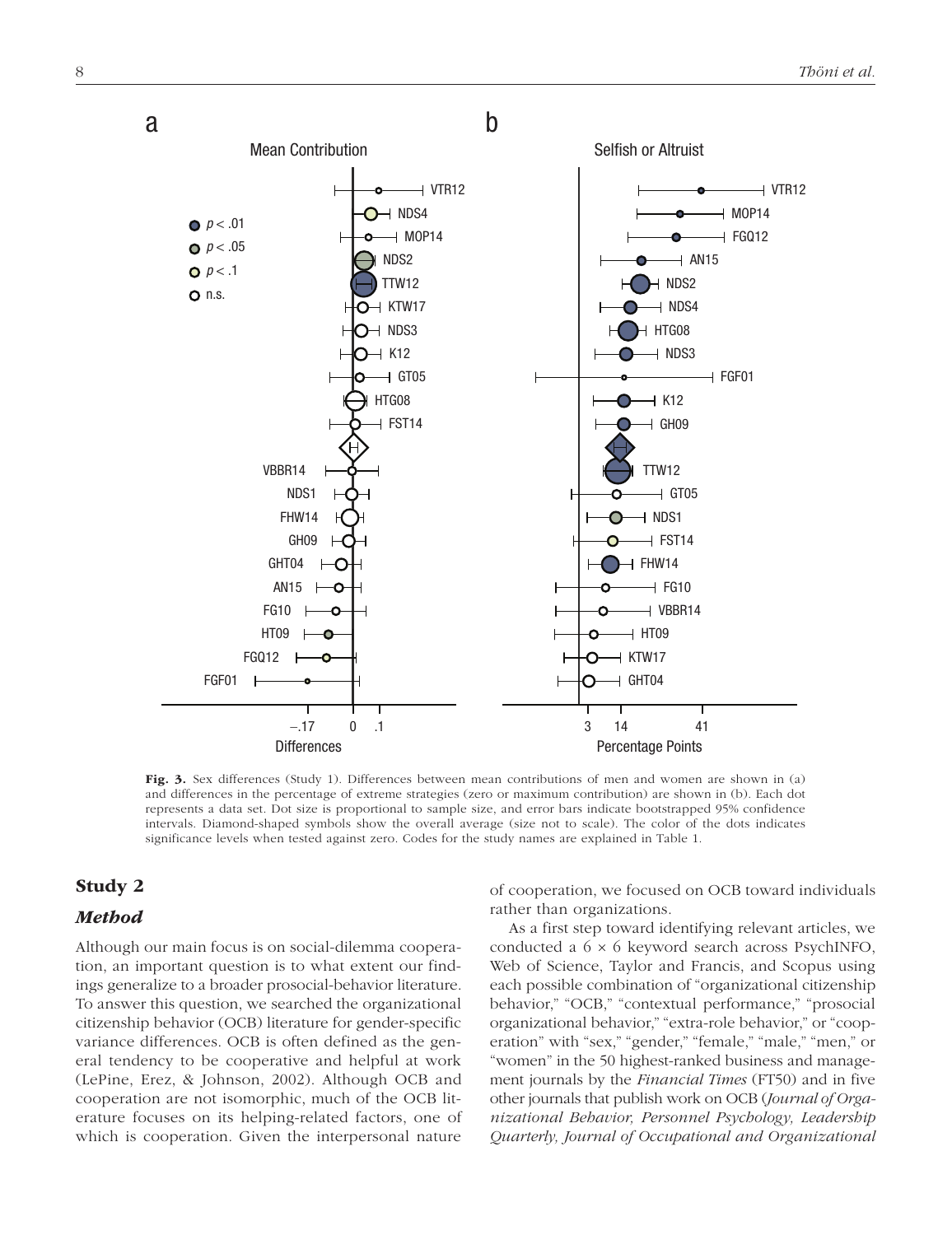**Fig. 3.** Sex differences (Study 1). Differences between mean contributions of men and women are shown in (a) and differences in the percentage of extreme strategies (zero or maximum contribution) are shown in (b). Each dot represents a data set. Dot size is proportional to sample size, and error bars indicate bootstrapped 95% confidence intervals. Diamond-shaped symbols show the overall average (size not to scale). The color of the dots indicates significance levels when tested against zero. Codes for the study names are explained in Table 1.

## Study 2

### *Method*

Although our main focus is on social-dilemma cooperation, an important question is to what extent our findings generalize to a broader prosocial-behavior literature. To answer this question, we searched the organizational citizenship behavior (OCB) literature for gender-specific variance differences. OCB is often defined as the general tendency to be cooperative and helpful at work (LePine, Erez, & Johnson, 2002). Although OCB and cooperation are not isomorphic, much of the OCB literature focuses on its helping-related factors, one of which is cooperation. Given the interpersonal nature of cooperation, we focused on OCB toward individuals rather than organizations.

As a first step toward identifying relevant articles, we conducted a 6 × 6 keyword search across PsychINFO, Web of Science, Taylor and Francis, and Scopus using each possible combination of "organizational citizenship behavior," "OCB," "contextual performance," "prosocial organizational behavior," "extra-role behavior," or "cooperation" with "sex," "gender," "female," "male," "men," or "women" in the 50 highest-ranked business and management journals by the *Financial Times* (FT50) and in five other journals that publish work on OCB (*Journal of Organizational Behavior, Personnel Psychology, Leadership Quarterly, Journal of Occupational and Organizational*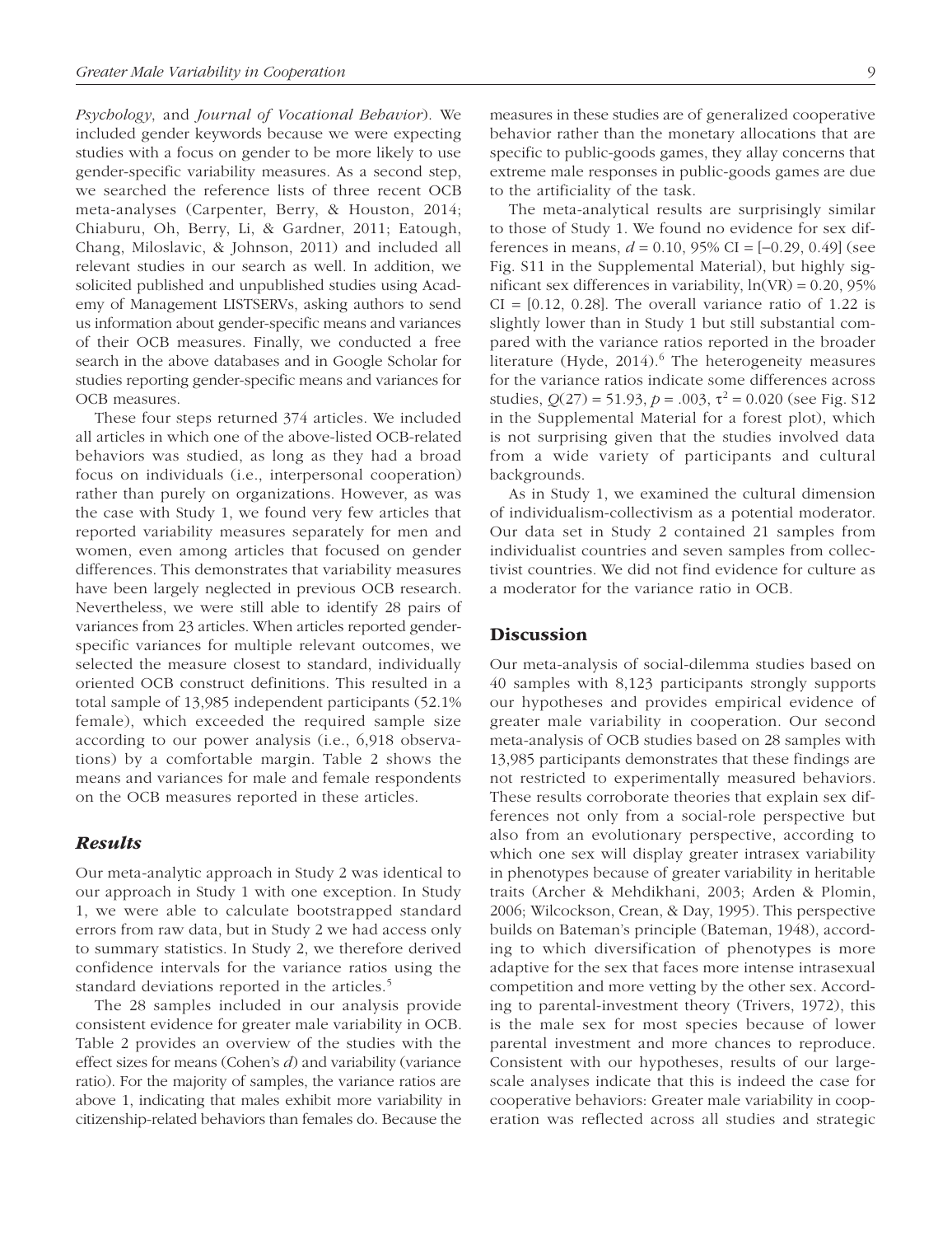*Psychology*, and *Journal of Vocational Behavior*). We included gender keywords because we were expecting studies with a focus on gender to be more likely to use gender-specific variability measures. As a second step, we searched the reference lists of three recent OCB meta-analyses (Carpenter, Berry, & Houston, 2014; Chiaburu, Oh, Berry, Li, & Gardner, 2011; Eatough, Chang, Miloslavic, & Johnson, 2011) and included all relevant studies in our search as well. In addition, we solicited published and unpublished studies using Academy of Management LISTSERVs, asking authors to send us information about gender-specific means and variances of their OCB measures. Finally, we conducted a free search in the above databases and in Google Scholar for studies reporting gender-specific means and variances for OCB measures.

These four steps returned 374 articles. We included all articles in which one of the above-listed OCB-related behaviors was studied, as long as they had a broad focus on individuals (i.e., interpersonal cooperation) rather than purely on organizations. However, as was the case with Study 1, we found very few articles that reported variability measures separately for men and women, even among articles that focused on gender differences. This demonstrates that variability measures have been largely neglected in previous OCB research. Nevertheless, we were still able to identify 28 pairs of variances from 23 articles. When articles reported gender-specific variances for multiple relevant outcomes, we selected the measure closest to standard, individually oriented OCB construct definitions. This resulted in a total sample of 13,985 independent participants (52.1% female), which exceeded the required sample size according to our power analysis (i.e., 6,918 observations) by a comfortable margin. Table 2 shows the means and variances for male and female respondents on the OCB measures reported in these articles.

### Results

Our meta-analytic approach in Study 2 was identical to our approach in Study 1 with one exception. In Study 1, we were able to calculate bootstrapped standard errors from raw data, but in Study 2 we had access only to summary statistics. In Study 2, we therefore derived confidence intervals for the variance ratios using the standard deviations reported in the articles.[5]

The 28 samples included in our analysis provide consistent evidence for greater male variability in OCB. Table 2 provides an overview of the studies with the effect sizes for means (Cohen's *d*) and variability (variance ratio). For the majority of samples, the variance ratios are above 1, indicating that males exhibit more variability in citizenship-related behaviors than females do. Because the measures in these studies are of generalized cooperative behavior rather than the monetary allocations that are specific to public-goods games, they allay concerns that extreme male responses in public-goods games are due to the artificiality of the task.

The meta-analytical results are surprisingly similar to those of Study 1. We found no evidence for sex differences in means, $d = 0.10$, 95% CI = [−0.29, 0.49] (see Fig. S11 in the Supplemental Material), but highly significant sex differences in variability, $\ln(\text{VR}) = 0.20$, 95% CI = [0.12, 0.28]. The overall variance ratio of 1.22 is slightly lower than in Study 1 but still substantial compared with the variance ratios reported in the broader literature (Hyde, 2014).[6] The heterogeneity measures for the variance ratios indicate some differences across studies, $Q(27) = 51.93$, $p = .003$, $\tau^2 = 0.020$ (see Fig. S12 in the Supplemental Material for a forest plot), which is not surprising given that the studies involved data from a wide variety of participants and cultural backgrounds.

As in Study 1, we examined the cultural dimension of individualism-collectivism as a potential moderator. Our data set in Study 2 contained 21 samples from individualist countries and seven samples from collectivist countries. We did not find evidence for culture as a moderator for the variance ratio in OCB.

## Discussion

Our meta-analysis of social-dilemma studies based on 40 samples with 8,123 participants strongly supports our hypotheses and provides empirical evidence of greater male variability in cooperation. Our second meta-analysis of OCB studies based on 28 samples with 13,985 participants demonstrates that these findings are not restricted to experimentally measured behaviors. These results corroborate theories that explain sex differences not only from a social-role perspective but also from an evolutionary perspective, according to which one sex will display greater intrasex variability in phenotypes because of greater variability in heritable traits (Archer & Mehdikhani, 2003; Arden & Plomin, 2006; Wilcockson, Crean, & Day, 1995). This perspective builds on Bateman's principle (Bateman, 1948), according to which diversification of phenotypes is more adaptive for the sex that faces more intense intrasexual competition and more vetting by the other sex. According to parental-investment theory (Trivers, 1972), this is the male sex for most species because of lower parental investment and more chances to reproduce. Consistent with our hypotheses, results of our large-scale analyses indicate that this is indeed the case for cooperative behaviors: Greater male variability in cooperation was reflected across all studies and strategic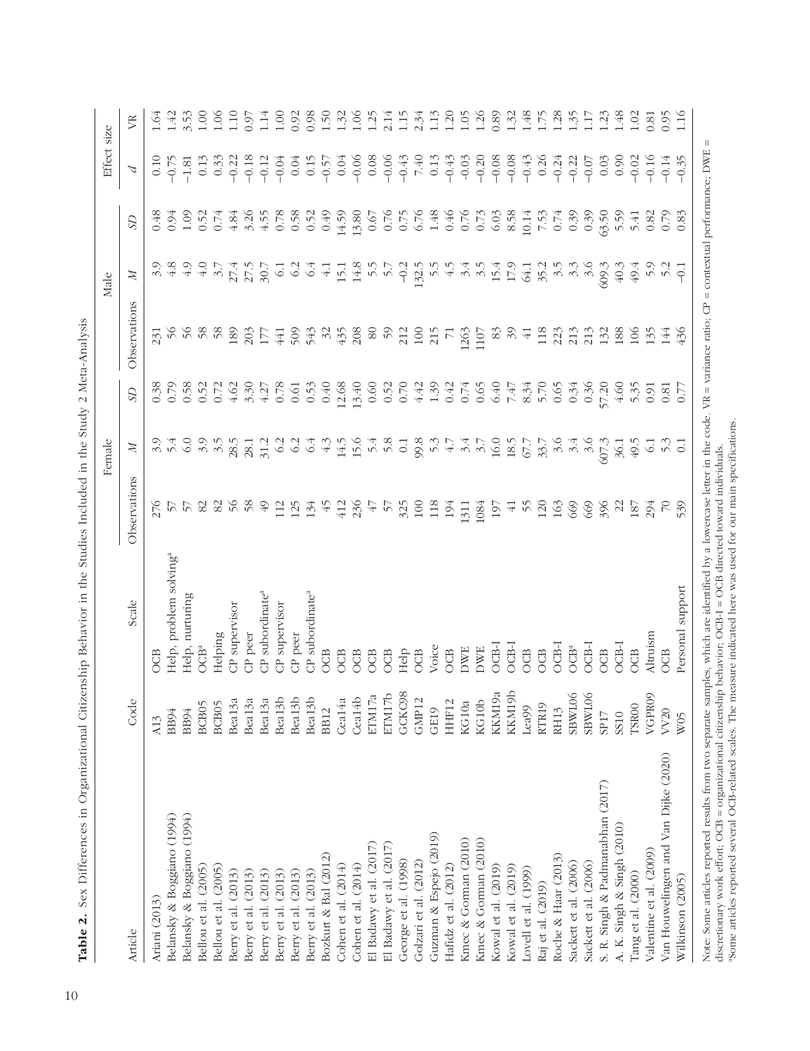**Table 2.** Sex Differences in Organizational Citizenship Behavior in the Studies Included in the Study 2 Meta-Analysis

| Article | Code | Scale | Female | | | Male | | | Effect size | |
|---|---|---|---|---|---|---|---|---|---|---|
| | | | Observations | *M* | *SD* | Observations | *M* | *SD* | *d* | VR |
| Ariani (2013) | A13 | OCB | 276 | 3.9 | 0.38 | 231 | 3.9 | 0.48 | 0.10 | 1.64 |
| Belansky & Boggiano (1994) | BB94 | Help, problem solving[a] | 57 | 5.4 | 0.79 | 56 | 4.8 | 0.94 | −0.75 | 1.42 |
| Belansky & Boggiano (1994) | BB94 | Help, nurturing | 57 | 6.0 | 0.58 | 56 | 4.9 | 1.09 | −1.81 | 3.53 |
| Bellou et al. (2005) | BCB05 | OCB[a] | 82 | 3.9 | 0.52 | 58 | 4.0 | 0.52 | 0.13 | 1.00 |
| Bellou et al. (2005) | BCB05 | Helping | 82 | 3.5 | 0.72 | 58 | 3.7 | 0.74 | 0.33 | 1.06 |
| Berry et al. (2013) | Bea13a | CP supervisor | 56 | 28.5 | 4.62 | 189 | 27.4 | 4.84 | −0.22 | 1.10 |
| Berry et al. (2013) | Bea13a | CP peer | 58 | 28.1 | 3.30 | 203 | 27.5 | 3.26 | −0.18 | 0.97 |
| Berry et al. (2013) | Bea13a | CP subordinate[a] | 49 | 31.2 | 4.27 | 177 | 30.7 | 4.55 | −0.12 | 1.14 |
| Berry et al. (2013) | Bea13b | CP supervisor | 112 | 6.2 | 0.78 | 441 | 6.1 | 0.78 | −0.04 | 1.00 |
| Berry et al. (2013) | Bea13b | CP peer | 125 | 6.2 | 0.61 | 509 | 6.2 | 0.58 | 0.04 | 0.92 |
| Berry et al. (2013) | Bea13b | CP subordinate[a] | 134 | 6.4 | 0.53 | 543 | 6.4 | 0.52 | 0.15 | 0.98 |
| Bozkurt & Bal (2012) | BB12 | OCB | 45 | 4.3 | 0.40 | 32 | 4.1 | 0.49 | −0.57 | 1.50 |
| Cohen et al. (2014) | Cea14a | OCB | 412 | 14.5 | 12.68 | 435 | 15.1 | 14.59 | 0.04 | 1.32 |
| Cohen et al. (2014) | Cea14b | OCB | 236 | 15.6 | 13.40 | 208 | 14.8 | 13.80 | −0.06 | 1.06 |
| El Badawy et al. (2017) | ETM17a | OCB | 47 | 5.4 | 0.60 | 80 | 5.5 | 0.67 | 0.08 | 1.25 |
| El Badawy et al. (2017) | ETM17b | OCB | 57 | 5.8 | 0.52 | 59 | 5.7 | 0.76 | −0.06 | 2.14 |
| George et al. (1998) | GCKC98 | Help | 325 | 0.1 | 0.70 | 212 | −0.2 | 0.75 | −0.43 | 1.15 |
| Golzari et al. (2012) | GMP12 | OCB | 100 | 99.8 | 4.42 | 100 | 132.5 | 6.76 | 7.40 | 2.34 |
| Guzman & Espejo (2019) | GE19 | Voice | 118 | 5.3 | 1.39 | 215 | 5.5 | 1.48 | 0.13 | 1.13 |
| Hafidz et al. (2012) | HHF12 | OCB | 194 | 4.7 | 0.42 | 71 | 4.5 | 0.46 | −0.43 | 1.20 |
| Kmec & Gorman (2010) | KG10a | DWE | 1311 | 3.4 | 0.74 | 1263 | 3.4 | 0.76 | -0.03 | 1.05 |
| Kmec & Gorman (2010) | KG10b | DWE | 1084 | 3.7 | 0.65 | 1107 | 3.5 | 0.73 | −0.20 | 1.26 |
| Kowal et al. (2019) | KKM19a | OCB-I | 197 | 16.0 | 6.40 | 83 | 15.4 | 6.03 | −0.08 | 0.89 |
| Kowal et al. (2019) | KKM19b | OCB-I | 41 | 18.5 | 7.47 | 39 | 17.9 | 8.58 | −0.08 | 1.32 |
| Lovell et al. (1999) | Lea99 | OCB | 55 | 67.7 | 8.34 | 41 | 64.1 | 10.14 | −0.43 | 1.48 |
| Raj et al. (2019) | RTR19 | OCB | 120 | 33.7 | 5.70 | 118 | 35.2 | 7.53 | 0.26 | 1.75 |
| Roche & Haar (2013) | RH13 | OCB-I | 163 | 3.6 | 0.65 | 223 | 3.5 | 0.74 | −0.24 | 1.28 |
| Sackett et al. (2006) | SBWL06 | OCB[a] | 669 | 3.4 | 0.34 | 213 | 3.3 | 0.39 | −0.22 | 1.35 |
| Sackett et al. (2006) | SBWL06 | OCB-I | 669 | 3.6 | 0.36 | 213 | 3.6 | 0.39 | −0.07 | 1.17 |
| S. R. Singh & Padmanabhan (2017) | SP17 | OCB | 396 | 607.3 | 57.20 | 132 | 609.3 | 63.50 | 0.03 | 1.23 |
| A. K. Singh & Singh (2010) | SS10 | OCB-I | 22 | 36.1 | 4.60 | 188 | 40.3 | 5.59 | 0.90 | 1.48 |
| Tang et al. (2000) | TSR00 | OCB | 187 | 49.5 | 5.35 | 106 | 49.4 | 5.41 | −0.02 | 1.02 |
| Valentine et al. (2009) | VGPR09 | Altruism | 294 | 6.1 | 0.91 | 135 | 5.9 | 0.82 | −0.16 | 0.81 |
| Van Houwelingen and Van Dijke (2020) | VV20 | OCB | 70 | 5.3 | 0.81 | 144 | 5.2 | 0.79 | −0.14 | 0.95 |
| Wilkinson (2005) | W05 | Personal support | 539 | 0.1 | 0.77 | 436 | −0.1 | 0.83 | −0.35 | 1.16 |

Note: Some articles reported results from two separate samples, which are identified by a lowercase letter in the code. VR = variance ratio; CP = contextual performance; DWE = discretionary work effort; OCB = organizational citizenship behavior; OCB-I = OCB directed toward individuals.

[a]Some articles reported several OCB-related scales. The measure indicated here was used for our main specifications.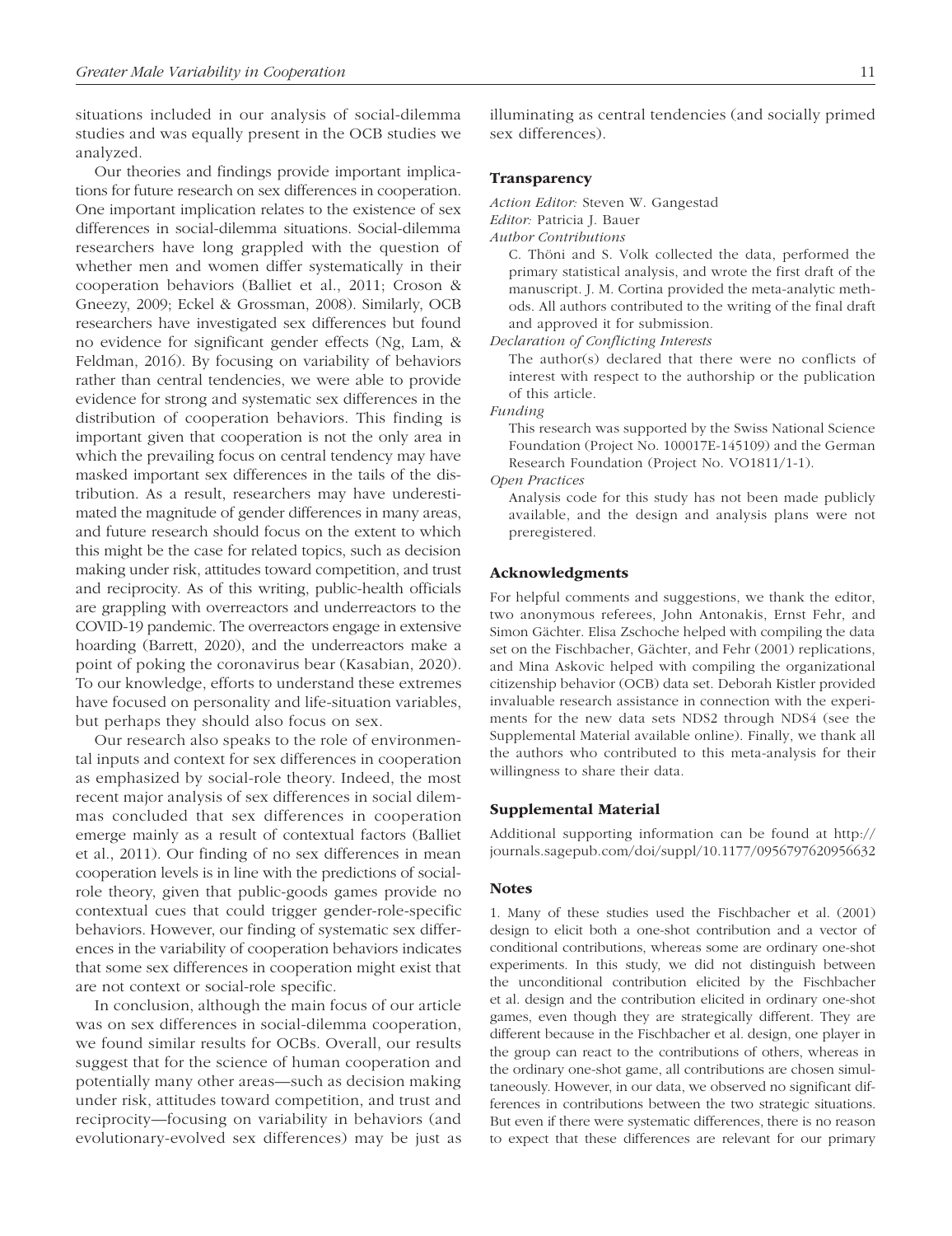situations included in our analysis of social-dilemma studies and was equally present in the OCB studies we analyzed.

Our theories and findings provide important implications for future research on sex differences in cooperation. One important implication relates to the existence of sex differences in social-dilemma situations. Social-dilemma researchers have long grappled with the question of whether men and women differ systematically in their cooperation behaviors (Balliet et al., 2011; Croson & Gneezy, 2009; Eckel & Grossman, 2008). Similarly, OCB researchers have investigated sex differences but found no evidence for significant gender effects (Ng, Lam, & Feldman, 2016). By focusing on variability of behaviors rather than central tendencies, we were able to provide evidence for strong and systematic sex differences in the distribution of cooperation behaviors. This finding is important given that cooperation is not the only area in which the prevailing focus on central tendency may have masked important sex differences in the tails of the distribution. As a result, researchers may have underestimated the magnitude of gender differences in many areas, and future research should focus on the extent to which this might be the case for related topics, such as decision making under risk, attitudes toward competition, and trust and reciprocity. As of this writing, public-health officials are grappling with overreactors and underreactors to the COVID-19 pandemic. The overreactors engage in extensive hoarding (Barrett, 2020), and the underreactors make a point of poking the coronavirus bear (Kasabian, 2020). To our knowledge, efforts to understand these extremes have focused on personality and life-situation variables, but perhaps they should also focus on sex.

Our research also speaks to the role of environmental inputs and context for sex differences in cooperation as emphasized by social-role theory. Indeed, the most recent major analysis of sex differences in social dilemmas concluded that sex differences in cooperation emerge mainly as a result of contextual factors (Balliet et al., 2011). Our finding of no sex differences in mean cooperation levels is in line with the predictions of social-role theory, given that public-goods games provide no contextual cues that could trigger gender-role-specific behaviors. However, our finding of systematic sex differences in the variability of cooperation behaviors indicates that some sex differences in cooperation might exist that are not context or social-role specific.

In conclusion, although the main focus of our article was on sex differences in social-dilemma cooperation, we found similar results for OCBs. Overall, our results suggest that for the science of human cooperation and potentially many other areas—such as decision making under risk, attitudes toward competition, and trust and reciprocity—focusing on variability in behaviors (and evolutionary-evolved sex differences) may be just as illuminating as central tendencies (and socially primed sex differences).

## Transparency

*Action Editor:* Steven W. Gangestad

*Editor:* Patricia J. Bauer

*Author Contributions*

C. Thöni and S. Volk collected the data, performed the primary statistical analysis, and wrote the first draft of the manuscript. J. M. Cortina provided the meta-analytic methods. All authors contributed to the writing of the final draft and approved it for submission.

*Declaration of Conflicting Interests*

The author(s) declared that there were no conflicts of interest with respect to the authorship or the publication of this article.

*Funding*

This research was supported by the Swiss National Science Foundation (Project No. 100017E-145109) and the German Research Foundation (Project No. VO1811/1-1).

*Open Practices*

Analysis code for this study has not been made publicly available, and the design and analysis plans were not preregistered.

## Acknowledgments

For helpful comments and suggestions, we thank the editor, two anonymous referees, John Antonakis, Ernst Fehr, and Simon Gächter. Elisa Zschoche helped with compiling the data set on the Fischbacher, Gächter, and Fehr (2001) replications, and Mina Askovic helped with compiling the organizational citizenship behavior (OCB) data set. Deborah Kistler provided invaluable research assistance in connection with the experiments for the new data sets NDS2 through NDS4 (see the Supplemental Material available online). Finally, we thank all the authors who contributed to this meta-analysis for their willingness to share their data.

## Supplemental Material

Additional supporting information can be found at http://journals.sagepub.com/doi/suppl/10.1177/0956797620956632

## Notes

1. Many of these studies used the Fischbacher et al. (2001) design to elicit both a one-shot contribution and a vector of conditional contributions, whereas some are ordinary one-shot experiments. In this study, we did not distinguish between the unconditional contribution elicited by the Fischbacher et al. design and the contribution elicited in ordinary one-shot games, even though they are strategically different. They are different because in the Fischbacher et al. design, one player in the group can react to the contributions of others, whereas in the ordinary one-shot game, all contributions are chosen simultaneously. However, in our data, we observed no significant differences in contributions between the two strategic situations. But even if there were systematic differences, there is no reason to expect that these differences are relevant for our primary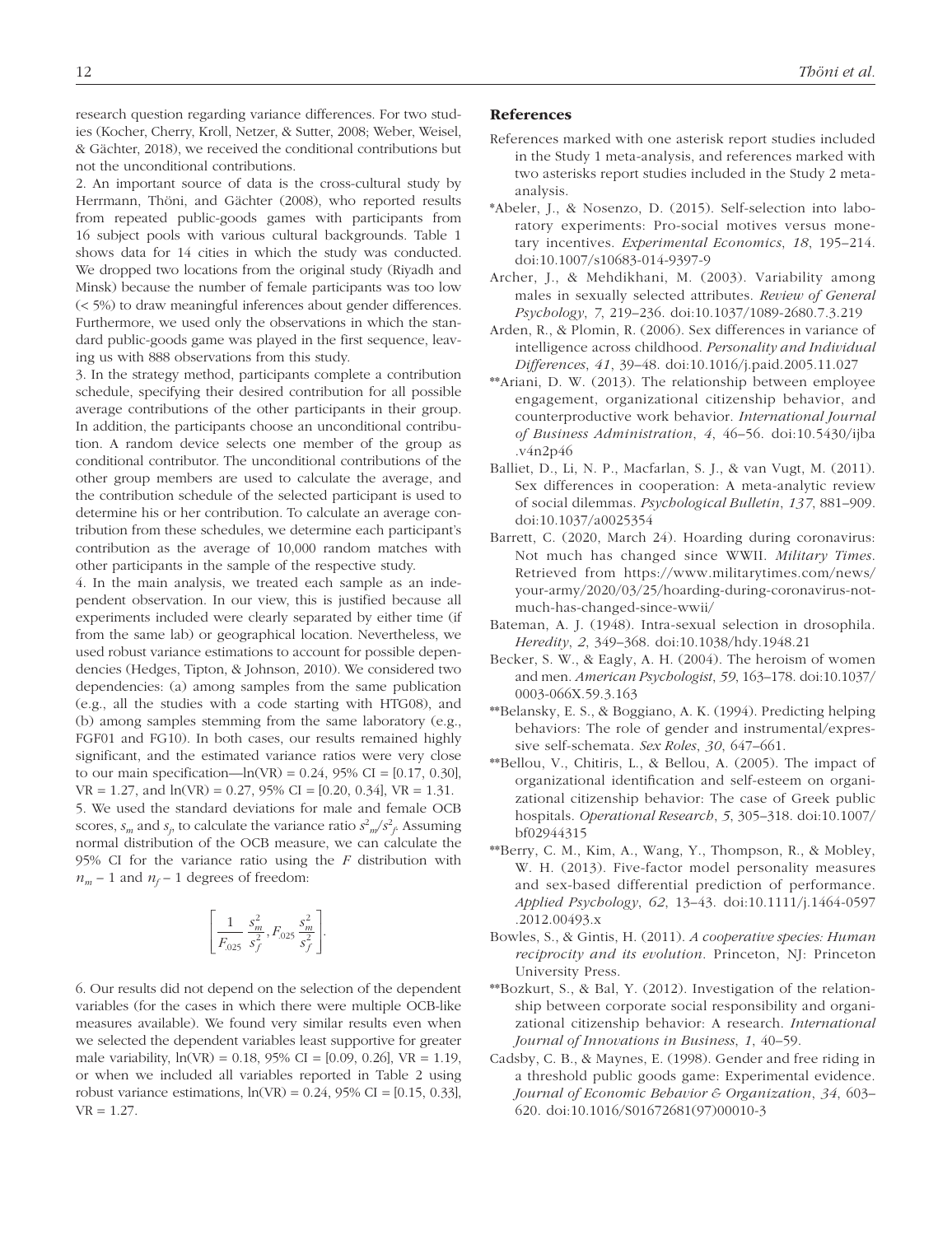research question regarding variance differences. For two studies (Kocher, Cherry, Kroll, Netzer, & Sutter, 2008; Weber, Weisel, & Gächter, 2018), we received the conditional contributions but not the unconditional contributions.

2. An important source of data is the cross-cultural study by Herrmann, Thöni, and Gächter (2008), who reported results from repeated public-goods games with participants from 16 subject pools with various cultural backgrounds. Table 1 shows data for 14 cities in which the study was conducted. We dropped two locations from the original study (Riyadh and Minsk) because the number of female participants was too low (< 5%) to draw meaningful inferences about gender differences. Furthermore, we used only the observations in which the standard public-goods game was played in the first sequence, leaving us with 888 observations from this study.

3. In the strategy method, participants complete a contribution schedule, specifying their desired contribution for all possible average contributions of the other participants in their group. In addition, the participants choose an unconditional contribution. A random device selects one member of the group as conditional contributor. The unconditional contributions of the other group members are used to calculate the average, and the contribution schedule of the selected participant is used to determine his or her contribution. To calculate an average contribution from these schedules, we determine each participant's contribution as the average of 10,000 random matches with other participants in the sample of the respective study.

4. In the main analysis, we treated each sample as an independent observation. In our view, this is justified because all experiments included were clearly separated by either time (if from the same lab) or geographical location. Nevertheless, we used robust variance estimations to account for possible dependencies (Hedges, Tipton, & Johnson, 2010). We considered two dependencies: (a) among samples from the same publication (e.g., all the studies with a code starting with HTG08), and (b) among samples stemming from the same laboratory (e.g., FGF01 and FG10). In both cases, our results remained highly significant, and the estimated variance ratios were very close to our main specification—ln(VR) = 0.24, 95% CI = [0.17, 0.30], VR = 1.27, and ln(VR) = 0.27, 95% CI = [0.20, 0.34], VR = 1.31.

5. We used the standard deviations for male and female OCB scores, $s_m$ and $s_f$, to calculate the variance ratio $s^2_m/s^2_f$. Assuming normal distribution of the OCB measure, we can calculate the 95% CI for the variance ratio using the *F* distribution with $n_m - 1$ and $n_f - 1$ degrees of freedom:

$$\left[\frac{1}{F_{.025}}\frac{s_m^2}{s_f^2}, F_{.025}\frac{s_m^2}{s_f^2}\right].$$

6. Our results did not depend on the selection of the dependent variables (for the cases in which there were multiple OCB-like measures available). We found very similar results even when we selected the dependent variables least supportive for greater male variability, ln(VR) = 0.18, 95% CI = [0.09, 0.26], VR = 1.19, or when we included all variables reported in Table 2 using robust variance estimations, ln(VR) = 0.24, 95% CI = [0.15, 0.33], VR = 1.27.

## References

References marked with one asterisk report studies included in the Study 1 meta-analysis, and references marked with two asterisks report studies included in the Study 2 meta-analysis.

*Abeler, J., & Nosenzo, D. (2015). Self-selection into laboratory experiments: Pro-social motives versus monetary incentives. *Experimental Economics*, *18*, 195–214. doi:10.1007/s10683-014-9397-9

Archer, J., & Mehdikhani, M. (2003). Variability among males in sexually selected attributes. *Review of General Psychology*, *7*, 219–236. doi:10.1037/1089-2680.7.3.219

Arden, R., & Plomin, R. (2006). Sex differences in variance of intelligence across childhood. *Personality and Individual Differences*, *41*, 39–48. doi:10.1016/j.paid.2005.11.027

**Ariani, D. W. (2013). The relationship between employee engagement, organizational citizenship behavior, and counterproductive work behavior. *International Journal of Business Administration*, *4*, 46–56. doi:10.5430/ijba.v4n2p46

Balliet, D., Li, N. P., Macfarlan, S. J., & van Vugt, M. (2011). Sex differences in cooperation: A meta-analytic review of social dilemmas. *Psychological Bulletin*, *137*, 881–909. doi:10.1037/a0025354

Barrett, C. (2020, March 24). Hoarding during coronavirus: Not much has changed since WWII. *Military Times*. Retrieved from https://www.militarytimes.com/news/your-army/2020/03/25/hoarding-during-coronavirus-not-much-has-changed-since-wwii/

Bateman, A. J. (1948). Intra-sexual selection in drosophila. *Heredity*, *2*, 349–368. doi:10.1038/hdy.1948.21

Becker, S. W., & Eagly, A. H. (2004). The heroism of women and men. *American Psychologist*, *59*, 163–178. doi:10.1037/0003-066X.59.3.163

**Belansky, E. S., & Boggiano, A. K. (1994). Predicting helping behaviors: The role of gender and instrumental/expressive self-schemata. *Sex Roles*, *30*, 647–661.

**Bellou, V., Chitiris, L., & Bellou, A. (2005). The impact of organizational identification and self-esteem on organizational citizenship behavior: The case of Greek public hospitals. *Operational Research*, *5*, 305–318. doi:10.1007/bf02944315

**Berry, C. M., Kim, A., Wang, Y., Thompson, R., & Mobley, W. H. (2013). Five-factor model personality measures and sex-based differential prediction of performance. *Applied Psychology*, *62*, 13–43. doi:10.1111/j.1464-0597.2012.00493.x

Bowles, S., & Gintis, H. (2011). *A cooperative species: Human reciprocity and its evolution*. Princeton, NJ: Princeton University Press.

**Bozkurt, S., & Bal, Y. (2012). Investigation of the relationship between corporate social responsibility and organizational citizenship behavior: A research. *International Journal of Innovations in Business*, *1*, 40–59.

Cadsby, C. B., & Maynes, E. (1998). Gender and free riding in a threshold public goods game: Experimental evidence. *Journal of Economic Behavior & Organization*, *34*, 603–620. doi:10.1016/S01672681(97)00010-3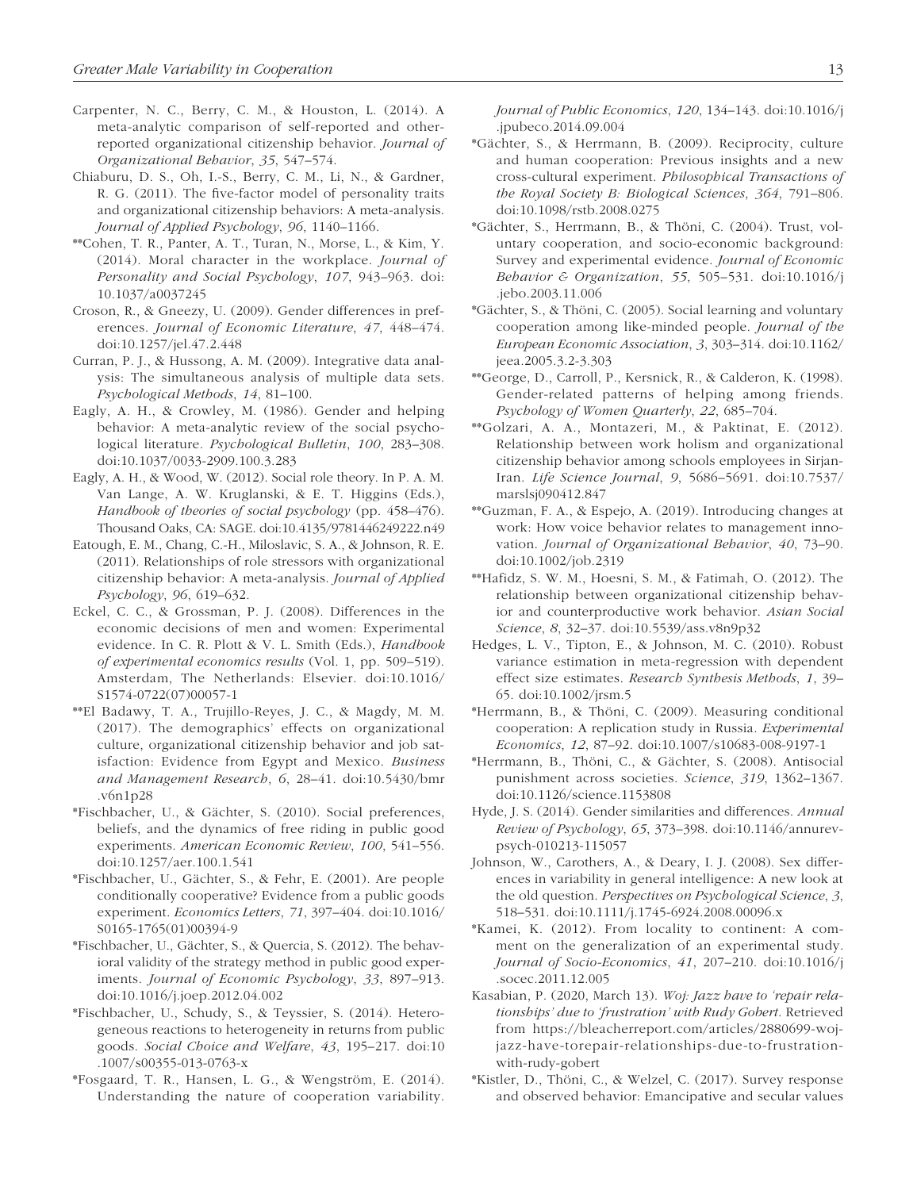Carpenter, N. C., Berry, C. M., & Houston, L. (2014). A meta-analytic comparison of self-reported and other-reported organizational citizenship behavior. *Journal of Organizational Behavior*, *35*, 547–574.

Chiaburu, D. S., Oh, I.-S., Berry, C. M., Li, N., & Gardner, R. G. (2011). The five-factor model of personality traits and organizational citizenship behaviors: A meta-analysis. *Journal of Applied Psychology*, *96*, 1140–1166.

**Cohen, T. R., Panter, A. T., Turan, N., Morse, L., & Kim, Y. (2014). Moral character in the workplace. *Journal of Personality and Social Psychology*, *107*, 943–963. doi:10.1037/a0037245

Croson, R., & Gneezy, U. (2009). Gender differences in preferences. *Journal of Economic Literature*, *47*, 448–474. doi:10.1257/jel.47.2.448

Curran, P. J., & Hussong, A. M. (2009). Integrative data analysis: The simultaneous analysis of multiple data sets. *Psychological Methods*, *14*, 81–100.

Eagly, A. H., & Crowley, M. (1986). Gender and helping behavior: A meta-analytic review of the social psychological literature. *Psychological Bulletin*, *100*, 283–308. doi:10.1037/0033-2909.100.3.283

Eagly, A. H., & Wood, W. (2012). Social role theory. In P. A. M. Van Lange, A. W. Kruglanski, & E. T. Higgins (Eds.), *Handbook of theories of social psychology* (pp. 458–476). Thousand Oaks, CA: SAGE. doi:10.4135/9781446249222.n49

Eatough, E. M., Chang, C.-H., Miloslavic, S. A., & Johnson, R. E. (2011). Relationships of role stressors with organizational citizenship behavior: A meta-analysis. *Journal of Applied Psychology*, *96*, 619–632.

Eckel, C. C., & Grossman, P. J. (2008). Differences in the economic decisions of men and women: Experimental evidence. In C. R. Plott & V. L. Smith (Eds.), *Handbook of experimental economics results* (Vol. 1, pp. 509–519). Amsterdam, The Netherlands: Elsevier. doi:10.1016/S1574-0722(07)00057-1

**El Badawy, T. A., Trujillo-Reyes, J. C., & Magdy, M. M. (2017). The demographics' effects on organizational culture, organizational citizenship behavior and job satisfaction: Evidence from Egypt and Mexico. *Business and Management Research*, *6*, 28–41. doi:10.5430/bmr.v6n1p28

*Fischbacher, U., & Gächter, S. (2010). Social preferences, beliefs, and the dynamics of free riding in public good experiments. *American Economic Review*, *100*, 541–556. doi:10.1257/aer.100.1.541

*Fischbacher, U., Gächter, S., & Fehr, E. (2001). Are people conditionally cooperative? Evidence from a public goods experiment. *Economics Letters*, *71*, 397–404. doi:10.1016/S0165-1765(01)00394-9

*Fischbacher, U., Gächter, S., & Quercia, S. (2012). The behavioral validity of the strategy method in public good experiments. *Journal of Economic Psychology*, *33*, 897–913. doi:10.1016/j.joep.2012.04.002

*Fischbacher, U., Schudy, S., & Teyssier, S. (2014). Heterogeneous reactions to heterogeneity in returns from public goods. *Social Choice and Welfare*, *43*, 195–217. doi:10.1007/s00355-013-0763-x

*Fosgaard, T. R., Hansen, L. G., & Wengström, E. (2014). Understanding the nature of cooperation variability. *Journal of Public Economics*, *120*, 134–143. doi:10.1016/j.jpubeco.2014.09.004

*Gächter, S., & Herrmann, B. (2009). Reciprocity, culture and human cooperation: Previous insights and a new cross-cultural experiment. *Philosophical Transactions of the Royal Society B: Biological Sciences*, *364*, 791–806. doi:10.1098/rstb.2008.0275

*Gächter, S., Herrmann, B., & Thöni, C. (2004). Trust, voluntary cooperation, and socio-economic background: Survey and experimental evidence. *Journal of Economic Behavior & Organization*, *55*, 505–531. doi:10.1016/j.jebo.2003.11.006

*Gächter, S., & Thöni, C. (2005). Social learning and voluntary cooperation among like-minded people. *Journal of the European Economic Association*, *3*, 303–314. doi:10.1162/jeea.2005.3.2-3.303

**George, D., Carroll, P., Kersnick, R., & Calderon, K. (1998). Gender-related patterns of helping among friends. *Psychology of Women Quarterly*, *22*, 685–704.

**Golzari, A. A., Montazeri, M., & Paktinat, E. (2012). Relationship between work holism and organizational citizenship behavior among schools employees in Sirjan-Iran. *Life Science Journal*, *9*, 5686–5691. doi:10.7537/marslsj090412.847

**Guzman, F. A., & Espejo, A. (2019). Introducing changes at work: How voice behavior relates to management innovation. *Journal of Organizational Behavior*, *40*, 73–90. doi:10.1002/job.2319

**Hafidz, S. W. M., Hoesni, S. M., & Fatimah, O. (2012). The relationship between organizational citizenship behavior and counterproductive work behavior. *Asian Social Science*, *8*, 32–37. doi:10.5539/ass.v8n9p32

Hedges, L. V., Tipton, E., & Johnson, M. C. (2010). Robust variance estimation in meta-regression with dependent effect size estimates. *Research Synthesis Methods*, *1*, 39–65. doi:10.1002/jrsm.5

*Herrmann, B., & Thöni, C. (2009). Measuring conditional cooperation: A replication study in Russia. *Experimental Economics*, *12*, 87–92. doi:10.1007/s10683-008-9197-1

*Herrmann, B., Thöni, C., & Gächter, S. (2008). Antisocial punishment across societies. *Science*, *319*, 1362–1367. doi:10.1126/science.1153808

Hyde, J. S. (2014). Gender similarities and differences. *Annual Review of Psychology*, *65*, 373–398. doi:10.1146/annurev-psych-010213-115057

Johnson, W., Carothers, A., & Deary, I. J. (2008). Sex differences in variability in general intelligence: A new look at the old question. *Perspectives on Psychological Science*, *3*, 518–531. doi:10.1111/j.1745-6924.2008.00096.x

*Kamei, K. (2012). From locality to continent: A comment on the generalization of an experimental study. *Journal of Socio-Economics*, *41*, 207–210. doi:10.1016/j.socec.2011.12.005

Kasabian, P. (2020, March 13). *Woj: Jazz have to 'repair relationships' due to 'frustration' with Rudy Gobert*. Retrieved from https://bleacherreport.com/articles/2880699-woj-jazz-have-torepair-relationships-due-to-frustration-with-rudy-gobert

*Kistler, D., Thöni, C., & Welzel, C. (2017). Survey response and observed behavior: Emancipative and secular values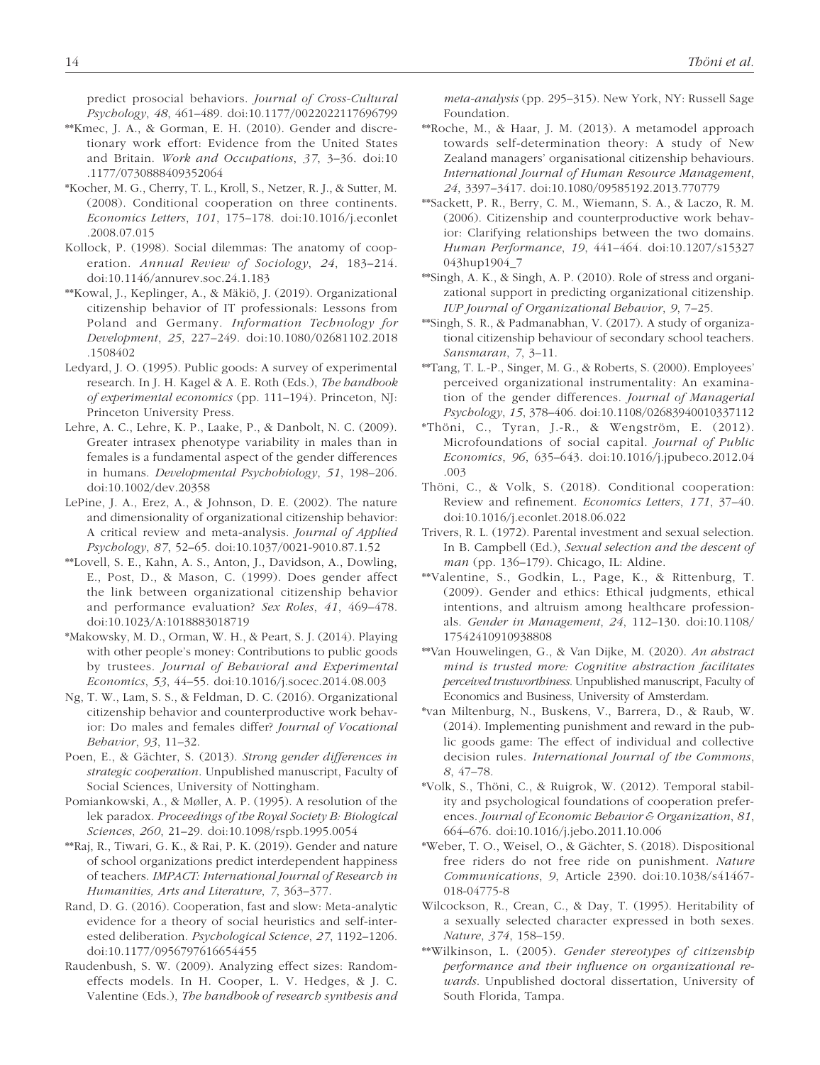predict prosocial behaviors. *Journal of Cross-Cultural Psychology*, *48*, 461–489. doi:10.1177/0022022117696799

**Kmec, J. A., & Gorman, E. H. (2010). Gender and discretionary work effort: Evidence from the United States and Britain. *Work and Occupations*, *37*, 3–36. doi:10.1177/0730888409352064

*Kocher, M. G., Cherry, T. L., Kroll, S., Netzer, R. J., & Sutter, M. (2008). Conditional cooperation on three continents. *Economics Letters*, *101*, 175–178. doi:10.1016/j.econlet.2008.07.015

Kollock, P. (1998). Social dilemmas: The anatomy of cooperation. *Annual Review of Sociology*, *24*, 183–214. doi:10.1146/annurev.soc.24.1.183

**Kowal, J., Keplinger, A., & Mäkiö, J. (2019). Organizational citizenship behavior of IT professionals: Lessons from Poland and Germany. *Information Technology for Development*, *25*, 227–249. doi:10.1080/02681102.2018.1508402

Ledyard, J. O. (1995). Public goods: A survey of experimental research. In J. H. Kagel & A. E. Roth (Eds.), *The handbook of experimental economics* (pp. 111–194). Princeton, NJ: Princeton University Press.

Lehre, A. C., Lehre, K. P., Laake, P., & Danbolt, N. C. (2009). Greater intrasex phenotype variability in males than in females is a fundamental aspect of the gender differences in humans. *Developmental Psychobiology*, *51*, 198–206. doi:10.1002/dev.20358

LePine, J. A., Erez, A., & Johnson, D. E. (2002). The nature and dimensionality of organizational citizenship behavior: A critical review and meta-analysis. *Journal of Applied Psychology*, *87*, 52–65. doi:10.1037/0021-9010.87.1.52

**Lovell, S. E., Kahn, A. S., Anton, J., Davidson, A., Dowling, E., Post, D., & Mason, C. (1999). Does gender affect the link between organizational citizenship behavior and performance evaluation? *Sex Roles*, *41*, 469–478. doi:10.1023/A:1018883018719

*Makowsky, M. D., Orman, W. H., & Peart, S. J. (2014). Playing with other people's money: Contributions to public goods by trustees. *Journal of Behavioral and Experimental Economics*, *53*, 44–55. doi:10.1016/j.socec.2014.08.003

Ng, T. W., Lam, S. S., & Feldman, D. C. (2016). Organizational citizenship behavior and counterproductive work behavior: Do males and females differ? *Journal of Vocational Behavior*, *93*, 11–32.

Poen, E., & Gächter, S. (2013). *Strong gender differences in strategic cooperation*. Unpublished manuscript, Faculty of Social Sciences, University of Nottingham.

Pomiankowski, A., & Møller, A. P. (1995). A resolution of the lek paradox. *Proceedings of the Royal Society B: Biological Sciences*, *260*, 21–29. doi:10.1098/rspb.1995.0054

**Raj, R., Tiwari, G. K., & Rai, P. K. (2019). Gender and nature of school organizations predict interdependent happiness of teachers. *IMPACT: International Journal of Research in Humanities, Arts and Literature*, *7*, 363–377.

Rand, D. G. (2016). Cooperation, fast and slow: Meta-analytic evidence for a theory of social heuristics and self-interested deliberation. *Psychological Science*, *27*, 1192–1206. doi:10.1177/0956797616654455

Raudenbush, S. W. (2009). Analyzing effect sizes: Random-effects models. In H. Cooper, L. V. Hedges, & J. C. Valentine (Eds.), *The handbook of research synthesis and meta-analysis* (pp. 295–315). New York, NY: Russell Sage Foundation.

**Roche, M., & Haar, J. M. (2013). A metamodel approach towards self-determination theory: A study of New Zealand managers' organisational citizenship behaviours. *International Journal of Human Resource Management*, *24*, 3397–3417. doi:10.1080/09585192.2013.770779

**Sackett, P. R., Berry, C. M., Wiemann, S. A., & Laczo, R. M. (2006). Citizenship and counterproductive work behavior: Clarifying relationships between the two domains. *Human Performance*, *19*, 441–464. doi:10.1207/s15327043hup1904_7

**Singh, A. K., & Singh, A. P. (2010). Role of stress and organizational support in predicting organizational citizenship. *IUP Journal of Organizational Behavior*, *9*, 7–25.

**Singh, S. R., & Padmanabhan, V. (2017). A study of organizational citizenship behaviour of secondary school teachers. *Sansmaran*, *7*, 3–11.

**Tang, T. L.-P., Singer, M. G., & Roberts, S. (2000). Employees' perceived organizational instrumentality: An examination of the gender differences. *Journal of Managerial Psychology*, *15*, 378–406. doi:10.1108/02683940010337112

*Thöni, C., Tyran, J.-R., & Wengström, E. (2012). Microfoundations of social capital. *Journal of Public Economics*, *96*, 635–643. doi:10.1016/j.jpubeco.2012.04.003

Thöni, C., & Volk, S. (2018). Conditional cooperation: Review and refinement. *Economics Letters*, *171*, 37–40. doi:10.1016/j.econlet.2018.06.022

Trivers, R. L. (1972). Parental investment and sexual selection. In B. Campbell (Ed.), *Sexual selection and the descent of man* (pp. 136–179). Chicago, IL: Aldine.

**Valentine, S., Godkin, L., Page, K., & Rittenburg, T. (2009). Gender and ethics: Ethical judgments, ethical intentions, and altruism among healthcare professionals. *Gender in Management*, *24*, 112–130. doi:10.1108/17542410910938808

**Van Houwelingen, G., & Van Dijke, M. (2020). *An abstract mind is trusted more: Cognitive abstraction facilitates perceived trustworthiness*. Unpublished manuscript, Faculty of Economics and Business, University of Amsterdam.

*van Miltenburg, N., Buskens, V., Barrera, D., & Raub, W. (2014). Implementing punishment and reward in the public goods game: The effect of individual and collective decision rules. *International Journal of the Commons*, *8*, 47–78.

*Volk, S., Thöni, C., & Ruigrok, W. (2012). Temporal stability and psychological foundations of cooperation preferences. *Journal of Economic Behavior & Organization*, *81*, 664–676. doi:10.1016/j.jebo.2011.10.006

*Weber, T. O., Weisel, O., & Gächter, S. (2018). Dispositional free riders do not free ride on punishment. *Nature Communications*, *9*, Article 2390. doi:10.1038/s41467-018-04775-8

Wilcockson, R., Crean, C., & Day, T. (1995). Heritability of a sexually selected character expressed in both sexes. *Nature*, *374*, 158–159.

**Wilkinson, L. (2005). *Gender stereotypes of citizenship performance and their influence on organizational rewards*. Unpublished doctoral dissertation, University of South Florida, Tampa.